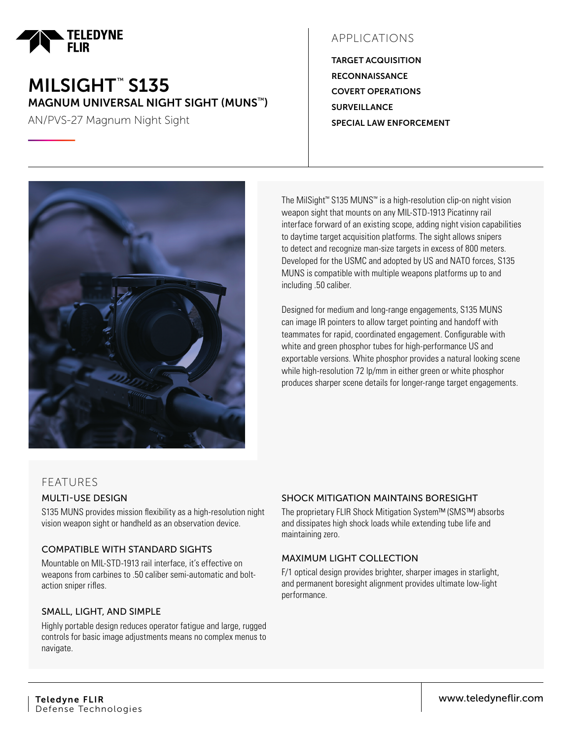TELEDYNE FLIR

# MILSIGHT™ S135

## MAGNUM UNIVERSAL NIGHT SIGHT (MUNS™)

AN/PVS-27 Magnum Night Sight

## APPLICATIONS

**TARGET ACQUISITION**

**RECONNAISSANCE**

**COVERT OPERATIONS**

**SURVEILLANCE**

**SPECIAL LAW ENFORCEMENT**

The MilSight™ S135 MUNS™ is a high-resolution clip-on night vision weapon sight that mounts on any MIL-STD-1913 Picatinny rail interface forward of an existing scope, adding night vision capabilities to daytime target acquisition platforms. The sight allows snipers to detect and recognize man-size targets in excess of 800 meters. Developed for the USMC and adopted by US and NATO forces, S135 MUNS is compatible with multiple weapons platforms up to and including .50 caliber.

Designed for medium and long-range engagements, S135 MUNS can image IR pointers to allow target pointing and handoff with teammates for rapid, coordinated engagement. Configurable with white and green phosphor tubes for high-performance US and exportable versions. White phosphor provides a natural looking scene while high-resolution 72 lp/mm in either green or white phosphor produces sharper scene details for longer-range target engagements.

## FEATURES

### MULTI-USE DESIGN

S135 MUNS provides mission flexibility as a high-resolution night vision weapon sight or handheld as an observation device.

### COMPATIBLE WITH STANDARD SIGHTS

Mountable on MIL-STD-1913 rail interface, it's effective on weapons from carbines to .50 caliber semi-automatic and bolt-action sniper rifles.

### SMALL, LIGHT, AND SIMPLE

Highly portable design reduces operator fatigue and large, rugged controls for basic image adjustments means no complex menus to navigate.

### SHOCK MITIGATION MAINTAINS BORESIGHT

The proprietary FLIR Shock Mitigation System™ (SMS™) absorbs and dissipates high shock loads while extending tube life and maintaining zero.

### MAXIMUM LIGHT COLLECTION

F/1 optical design provides brighter, sharper images in starlight, and permanent boresight alignment provides ultimate low-light performance.

**Teledyne FLIR**
Defense Technologies

www.teledyneflir.com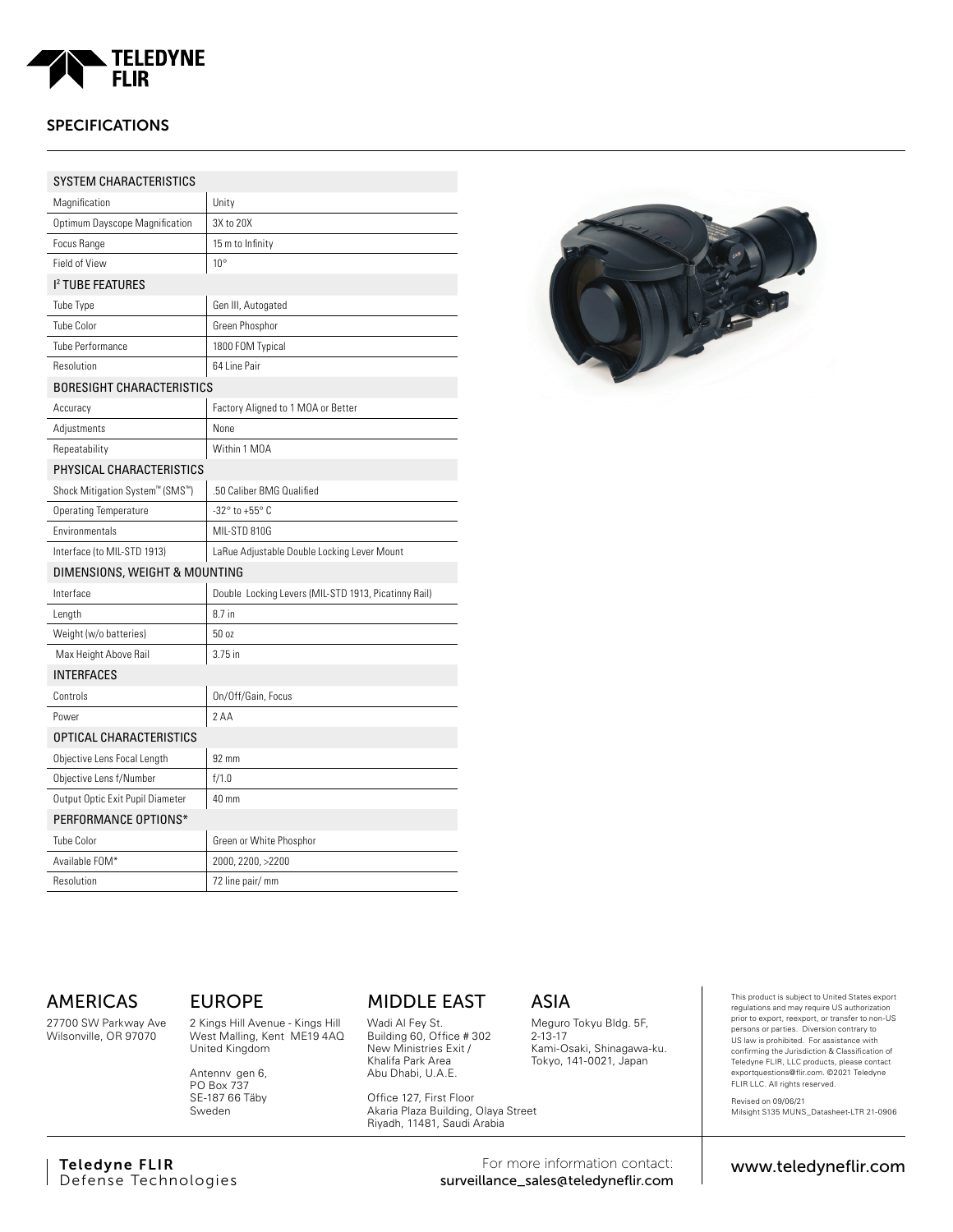## SPECIFICATIONS

| | |
|---|---|
| **SYSTEM CHARACTERISTICS** | |
| Magnification | Unity |
| Optimum Dayscope Magnification | 3X to 20X |
| Focus Range | 15 m to Infinity |
| Field of View | 10° |
| **I² TUBE FEATURES** | |
| Tube Type | Gen III, Autogated |
| Tube Color | Green Phosphor |
| Tube Performance | 1800 FOM Typical |
| Resolution | 64 Line Pair |
| **BORESIGHT CHARACTERISTICS** | |
| Accuracy | Factory Aligned to 1 MOA or Better |
| Adjustments | None |
| Repeatability | Within 1 MOA |
| **PHYSICAL CHARACTERISTICS** | |
| Shock Mitigation System™ (SMS™) | .50 Caliber BMG Qualified |
| Operating Temperature | -32° to +55° C |
| Environmentals | MIL-STD 810G |
| Interface (to MIL-STD 1913) | LaRue Adjustable Double Locking Lever Mount |
| **DIMENSIONS, WEIGHT & MOUNTING** | |
| Interface | Double Locking Levers (MIL-STD 1913, Picatinny Rail) |
| Length | 8.7 in |
| Weight (w/o batteries) | 50 oz |
| Max Height Above Rail | 3.75 in |
| **INTERFACES** | |
| Controls | On/Off/Gain, Focus |
| Power | 2 AA |
| **OPTICAL CHARACTERISTICS** | |
| Objective Lens Focal Length | 92 mm |
| Objective Lens f/Number | f/1.0 |
| Output Optic Exit Pupil Diameter | 40 mm |
| **PERFORMANCE OPTIONS*** | |
| Tube Color | Green or White Phosphor |
| Available FOM* | 2000, 2200, >2200 |
| Resolution | 72 line pair/ mm |

### AMERICAS

27700 SW Parkway Ave
Wilsonville, OR 97070

### EUROPE

2 Kings Hill Avenue - Kings Hill
West Malling, Kent ME19 4AQ
United Kingdom

Antennv gen 6,
PO Box 737
SE-187 66 Täby
Sweden

### MIDDLE EAST

Wadi Al Fey St.
Building 60, Office # 302
New Ministries Exit /
Khalifa Park Area
Abu Dhabi, U.A.E.

Office 127, First Floor
Akaria Plaza Building, Olaya Street
Riyadh, 11481, Saudi Arabia

### ASIA

Meguro Tokyu Bldg. 5F,
2-13-17
Kami-Osaki, Shinagawa-ku.
Tokyo, 141-0021, Japan

This product is subject to United States export regulations and may require US authorization prior to export, reexport, or transfer to non-US persons or parties. Diversion contrary to US law is prohibited. For assistance with confirming the Jurisdiction & Classification of Teledyne FLIR, LLC products, please contact exportquestions@flir.com. ©2021 Teledyne FLIR LLC. All rights reserved.

Revised on 09/06/21
Milsight S135 MUNS_Datasheet-LTR 21-0906

**Teledyne FLIR**
Defense Technologies

For more information contact:
surveillance_sales@teledyneflir.com

www.teledyneflir.com